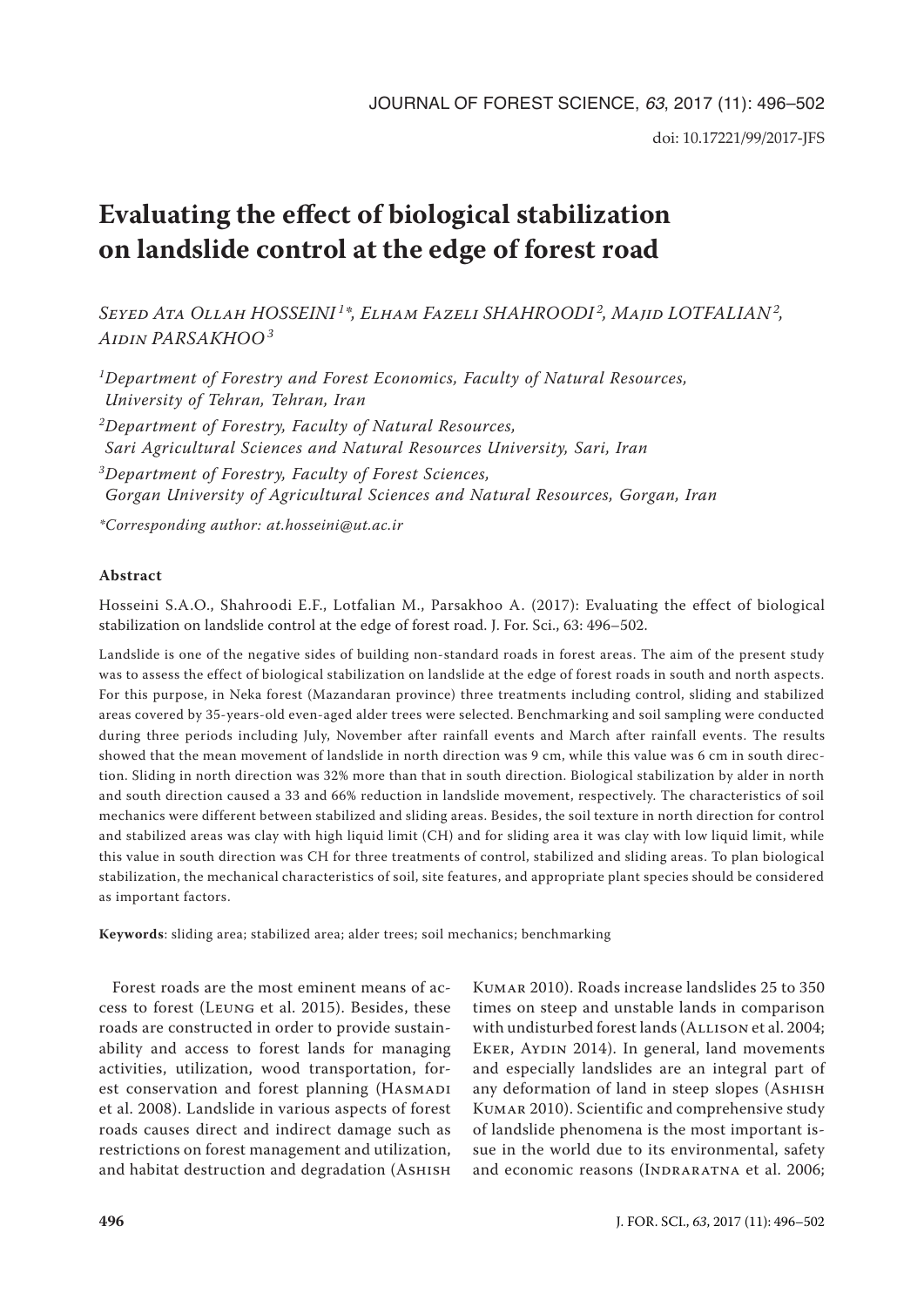# Evaluating the effect of biological stabilization on landslide control at the edge of forest road

*Seyed Ata Ollah HOSSEINI[1]\*, Elham Fazeli SHAHROODI[2], Majid LOTFALIAN[2], Aidin PARSAKHOO[3]*

*[1]Department of Forestry and Forest Economics, Faculty of Natural Resources, University of Tehran, Tehran, Iran*

*[2]Department of Forestry, Faculty of Natural Resources, Sari Agricultural Sciences and Natural Resources University, Sari, Iran*

*[3]Department of Forestry, Faculty of Forest Sciences, Gorgan University of Agricultural Sciences and Natural Resources, Gorgan, Iran*

*\*Corresponding author: at.hosseini@ut.ac.ir*

## Abstract

Hosseini S.A.O., Shahroodi E.F., Lotfalian M., Parsakhoo A. (2017): Evaluating the effect of biological stabilization on landslide control at the edge of forest road. J. For. Sci., 63: 496–502.

Landslide is one of the negative sides of building non-standard roads in forest areas. The aim of the present study was to assess the effect of biological stabilization on landslide at the edge of forest roads in south and north aspects. For this purpose, in Neka forest (Mazandaran province) three treatments including control, sliding and stabilized areas covered by 35-years-old even-aged alder trees were selected. Benchmarking and soil sampling were conducted during three periods including July, November after rainfall events and March after rainfall events. The results showed that the mean movement of landslide in north direction was 9 cm, while this value was 6 cm in south direction. Sliding in north direction was 32% more than that in south direction. Biological stabilization by alder in north and south direction caused a 33 and 66% reduction in landslide movement, respectively. The characteristics of soil mechanics were different between stabilized and sliding areas. Besides, the soil texture in north direction for control and stabilized areas was clay with high liquid limit (CH) and for sliding area it was clay with low liquid limit, while this value in south direction was CH for three treatments of control, stabilized and sliding areas. To plan biological stabilization, the mechanical characteristics of soil, site features, and appropriate plant species should be considered as important factors.

**Keywords**: sliding area; stabilized area; alder trees; soil mechanics; benchmarking

Forest roads are the most eminent means of access to forest (Leung et al. 2015). Besides, these roads are constructed in order to provide sustainability and access to forest lands for managing activities, utilization, wood transportation, forest conservation and forest planning (Hasmadi et al. 2008). Landslide in various aspects of forest roads causes direct and indirect damage such as restrictions on forest management and utilization, and habitat destruction and degradation (Ashish Kumar 2010). Roads increase landslides 25 to 350 times on steep and unstable lands in comparison with undisturbed forest lands (Allison et al. 2004; Eker, Aydin 2014). In general, land movements and especially landslides are an integral part of any deformation of land in steep slopes (Ashish Kumar 2010). Scientific and comprehensive study of landslide phenomena is the most important issue in the world due to its environmental, safety and economic reasons (Indraratna et al. 2006;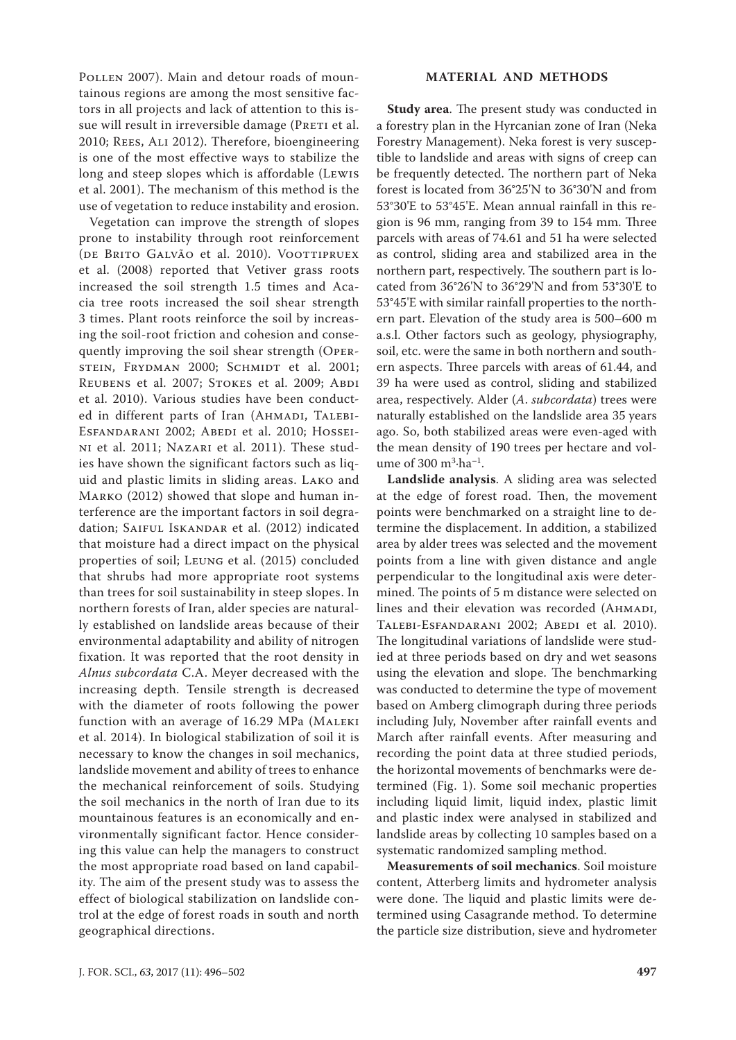Pollen 2007). Main and detour roads of mountainous regions are among the most sensitive factors in all projects and lack of attention to this issue will result in irreversible damage (Preti et al. 2010; Rees, Ali 2012). Therefore, bioengineering is one of the most effective ways to stabilize the long and steep slopes which is affordable (Lewis et al. 2001). The mechanism of this method is the use of vegetation to reduce instability and erosion.

Vegetation can improve the strength of slopes prone to instability through root reinforcement (de Brito Galvão et al. 2010). Voottipruex et al. (2008) reported that Vetiver grass roots increased the soil strength 1.5 times and Acacia tree roots increased the soil shear strength 3 times. Plant roots reinforce the soil by increasing the soil-root friction and cohesion and consequently improving the soil shear strength (Operstein, Frydman 2000; Schmidt et al. 2001; Reubens et al. 2007; Stokes et al. 2009; Abdi et al. 2010). Various studies have been conducted in different parts of Iran (Ahmadi, Talebi-Esfandarani 2002; Abedi et al. 2010; Hosseini et al. 2011; Nazari et al. 2011). These studies have shown the significant factors such as liquid and plastic limits in sliding areas. Lako and Marko (2012) showed that slope and human interference are the important factors in soil degradation; Saiful Iskandar et al. (2012) indicated that moisture had a direct impact on the physical properties of soil; Leung et al. (2015) concluded that shrubs had more appropriate root systems than trees for soil sustainability in steep slopes. In northern forests of Iran, alder species are naturally established on landslide areas because of their environmental adaptability and ability of nitrogen fixation. It was reported that the root density in *Alnus subcordata* C.A. Meyer decreased with the increasing depth. Tensile strength is decreased with the diameter of roots following the power function with an average of 16.29 MPa (Maleki et al. 2014). In biological stabilization of soil it is necessary to know the changes in soil mechanics, landslide movement and ability of trees to enhance the mechanical reinforcement of soils. Studying the soil mechanics in the north of Iran due to its mountainous features is an economically and environmentally significant factor. Hence considering this value can help the managers to construct the most appropriate road based on land capability. The aim of the present study was to assess the effect of biological stabilization on landslide control at the edge of forest roads in south and north geographical directions.

## MATERIAL AND METHODS

**Study area**. The present study was conducted in a forestry plan in the Hyrcanian zone of Iran (Neka Forestry Management). Neka forest is very susceptible to landslide and areas with signs of creep can be frequently detected. The northern part of Neka forest is located from 36°25'N to 36°30'N and from 53°30'E to 53°45'E. Mean annual rainfall in this region is 96 mm, ranging from 39 to 154 mm. Three parcels with areas of 74.61 and 51 ha were selected as control, sliding area and stabilized area in the northern part, respectively. The southern part is located from 36°26'N to 36°29'N and from 53°30'E to 53°45'E with similar rainfall properties to the northern part. Elevation of the study area is 500–600 m a.s.l. Other factors such as geology, physiography, soil, etc. were the same in both northern and southern aspects. Three parcels with areas of 61.44, and 39 ha were used as control, sliding and stabilized area, respectively. Alder (*A. subcordata*) trees were naturally established on the landslide area 35 years ago. So, both stabilized areas were even-aged with the mean density of 190 trees per hectare and volume of 300 $m^3 \cdot ha^{-1}$.

**Landslide analysis**. A sliding area was selected at the edge of forest road. Then, the movement points were benchmarked on a straight line to determine the displacement. In addition, a stabilized area by alder trees was selected and the movement points from a line with given distance and angle perpendicular to the longitudinal axis were determined. The points of 5 m distance were selected on lines and their elevation was recorded (Ahmadi, Talebi-Esfandarani 2002; Abedi et al. 2010). The longitudinal variations of landslide were studied at three periods based on dry and wet seasons using the elevation and slope. The benchmarking was conducted to determine the type of movement based on Amberg climograph during three periods including July, November after rainfall events and March after rainfall events. After measuring and recording the point data at three studied periods, the horizontal movements of benchmarks were determined (Fig. 1). Some soil mechanic properties including liquid limit, liquid index, plastic limit and plastic index were analysed in stabilized and landslide areas by collecting 10 samples based on a systematic randomized sampling method.

**Measurements of soil mechanics**. Soil moisture content, Atterberg limits and hydrometer analysis were done. The liquid and plastic limits were determined using Casagrande method. To determine the particle size distribution, sieve and hydrometer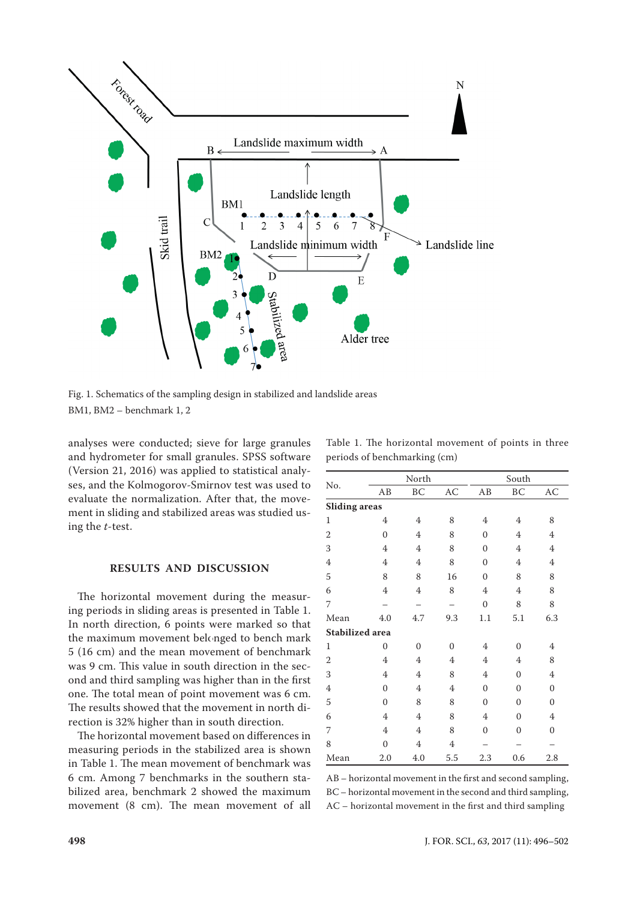Fig. 1. Schematics of the sampling design in stabilized and landslide areas
BM1, BM2 – benchmark 1, 2

analyses were conducted; sieve for large granules and hydrometer for small granules. SPSS software (Version 21, 2016) was applied to statistical analyses, and the Kolmogorov-Smirnov test was used to evaluate the normalization. After that, the movement in sliding and stabilized areas was studied using the *t*-test.

## RESULTS AND DISCUSSION

The horizontal movement during the measuring periods in sliding areas is presented in Table 1. In north direction, 6 points were marked so that the maximum movement belonged to bench mark 5 (16 cm) and the mean movement of benchmark was 9 cm. This value in south direction in the second and third sampling was higher than in the first one. The total mean of point movement was 6 cm. The results showed that the movement in north direction is 32% higher than in south direction.

The horizontal movement based on differences in measuring periods in the stabilized area is shown in Table 1. The mean movement of benchmark was 6 cm. Among 7 benchmarks in the southern stabilized area, benchmark 2 showed the maximum movement (8 cm). The mean movement of all

Table 1. The horizontal movement of points in three periods of benchmarking (cm)

| No. | North | | | South | | |
|---|---|---|---|---|---|---|
| | AB | BC | AC | AB | BC | AC |
| **Sliding areas** | | | | | | |
| 1 | 4 | 4 | 8 | 4 | 4 | 8 |
| 2 | 0 | 4 | 8 | 0 | 4 | 4 |
| 3 | 4 | 4 | 8 | 0 | 4 | 4 |
| 4 | 4 | 4 | 8 | 0 | 4 | 4 |
| 5 | 8 | 8 | 16 | 0 | 8 | 8 |
| 6 | 4 | 4 | 8 | 4 | 4 | 8 |
| 7 | – | – | – | 0 | 8 | 8 |
| Mean | 4.0 | 4.7 | 9.3 | 1.1 | 5.1 | 6.3 |
| **Stabilized area** | | | | | | |
| 1 | 0 | 0 | 0 | 4 | 0 | 4 |
| 2 | 4 | 4 | 4 | 4 | 4 | 8 |
| 3 | 4 | 4 | 8 | 4 | 0 | 4 |
| 4 | 0 | 4 | 4 | 0 | 0 | 0 |
| 5 | 0 | 8 | 8 | 0 | 0 | 0 |
| 6 | 4 | 4 | 8 | 4 | 0 | 4 |
| 7 | 4 | 4 | 8 | 0 | 0 | 0 |
| 8 | 0 | 4 | 4 | – | – | – |
| Mean | 2.0 | 4.0 | 5.5 | 2.3 | 0.6 | 2.8 |

AB – horizontal movement in the first and second sampling,
BC – horizontal movement in the second and third sampling,
AC – horizontal movement in the first and third sampling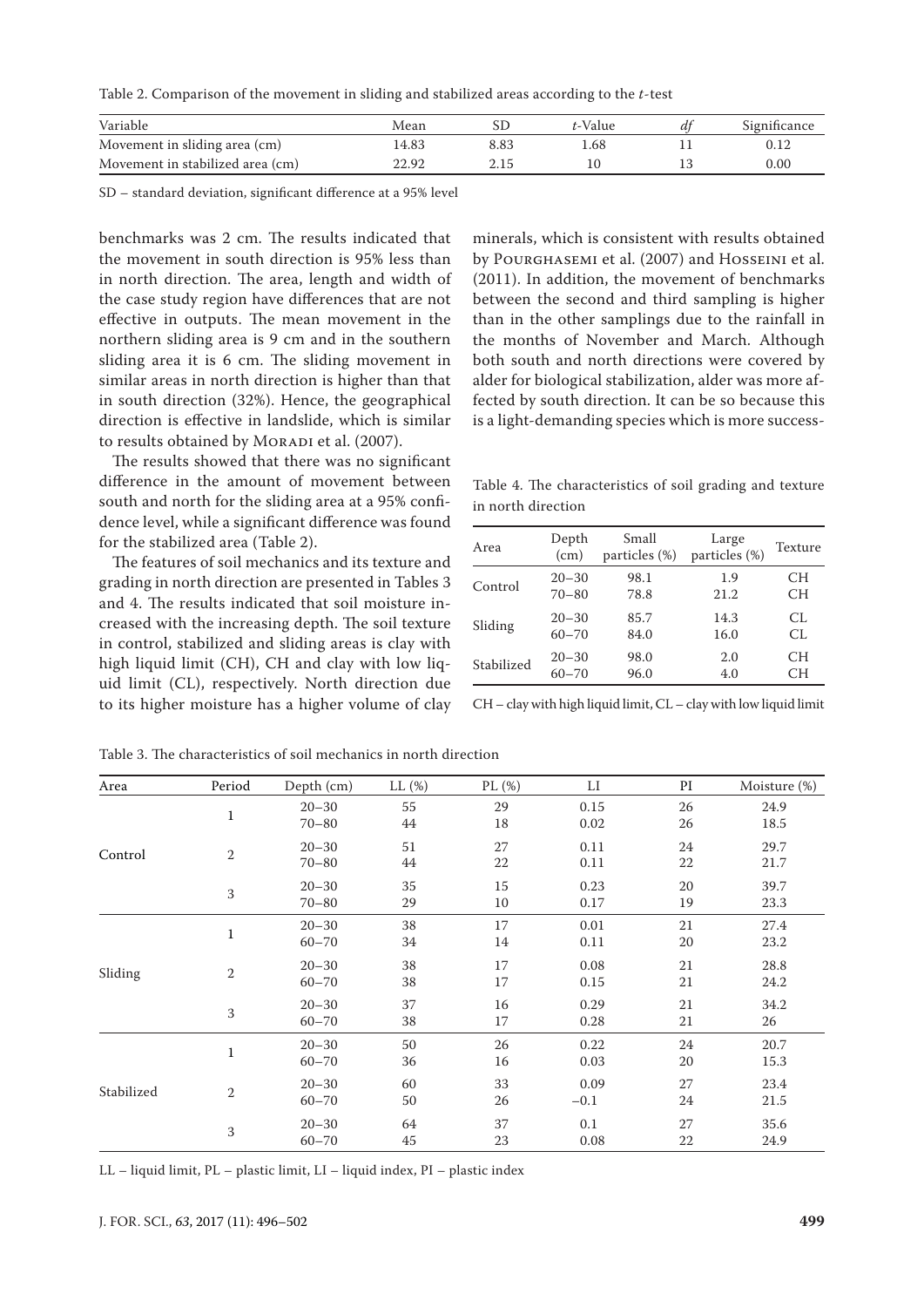Table 2. Comparison of the movement in sliding and stabilized areas according to the *t*-test

| Variable | Mean | SD | *t*-Value | *df* | Significance |
|---|---|---|---|---|---|
| Movement in sliding area (cm) | 14.83 | 8.83 | 1.68 | 11 | 0.12 |
| Movement in stabilized area (cm) | 22.92 | 2.15 | 10 | 13 | 0.00 |

SD – standard deviation, significant difference at a 95% level

benchmarks was 2 cm. The results indicated that the movement in south direction is 95% less than in north direction. The area, length and width of the case study region have differences that are not effective in outputs. The mean movement in the northern sliding area is 9 cm and in the southern sliding area it is 6 cm. The sliding movement in similar areas in north direction is higher than that in south direction (32%). Hence, the geographical direction is effective in landslide, which is similar to results obtained by Moradi et al. (2007).

The results showed that there was no significant difference in the amount of movement between south and north for the sliding area at a 95% confidence level, while a significant difference was found for the stabilized area (Table 2).

The features of soil mechanics and its texture and grading in north direction are presented in Tables 3 and 4. The results indicated that soil moisture increased with the increasing depth. The soil texture in control, stabilized and sliding areas is clay with high liquid limit (CH), CH and clay with low liquid limit (CL), respectively. North direction due to its higher moisture has a higher volume of clay minerals, which is consistent with results obtained by Pourghasemi et al. (2007) and Hosseini et al. (2011). In addition, the movement of benchmarks between the second and third sampling is higher than in the other samplings due to the rainfall in the months of November and March. Although both south and north directions were covered by alder for biological stabilization, alder was more affected by south direction. It can be so because this is a light-demanding species which is more success-

Table 4. The characteristics of soil grading and texture in north direction

| Area | Depth (cm) | Small particles (%) | Large particles (%) | Texture |
|---|---|---|---|---|
| Control | 20–30 | 98.1 | 1.9 | CH |
| | 70–80 | 78.8 | 21.2 | CH |
| Sliding | 20–30 | 85.7 | 14.3 | CL |
| | 60–70 | 84.0 | 16.0 | CL |
| Stabilized | 20–30 | 98.0 | 2.0 | CH |
| | 60–70 | 96.0 | 4.0 | CH |

CH – clay with high liquid limit, CL – clay with low liquid limit

Table 3. The characteristics of soil mechanics in north direction

| Area | Period | Depth (cm) | LL (%) | PL (%) | LI | PI | Moisture (%) |
|---|---|---|---|---|---|---|---|
| Control | 1 | 20–30 | 55 | 29 | 0.15 | 26 | 24.9 |
| | | 70–80 | 44 | 18 | 0.02 | 26 | 18.5 |
| | 2 | 20–30 | 51 | 27 | 0.11 | 24 | 29.7 |
| | | 70–80 | 44 | 22 | 0.11 | 22 | 21.7 |
| | 3 | 20–30 | 35 | 15 | 0.23 | 20 | 39.7 |
| | | 70–80 | 29 | 10 | 0.17 | 19 | 23.3 |
| Sliding | 1 | 20–30 | 38 | 17 | 0.01 | 21 | 27.4 |
| | | 60–70 | 34 | 14 | 0.11 | 20 | 23.2 |
| | 2 | 20–30 | 38 | 17 | 0.08 | 21 | 28.8 |
| | | 60–70 | 38 | 17 | 0.15 | 21 | 24.2 |
| | 3 | 20–30 | 37 | 16 | 0.29 | 21 | 34.2 |
| | | 60–70 | 38 | 17 | 0.28 | 21 | 26 |
| Stabilized | 1 | 20–30 | 50 | 26 | 0.22 | 24 | 20.7 |
| | | 60–70 | 36 | 16 | 0.03 | 20 | 15.3 |
| | 2 | 20–30 | 60 | 33 | 0.09 | 27 | 23.4 |
| | | 60–70 | 50 | 26 | −0.1 | 24 | 21.5 |
| | 3 | 20–30 | 64 | 37 | 0.1 | 27 | 35.6 |
| | | 60–70 | 45 | 23 | 0.08 | 22 | 24.9 |

LL – liquid limit, PL – plastic limit, LI – liquid index, PI – plastic index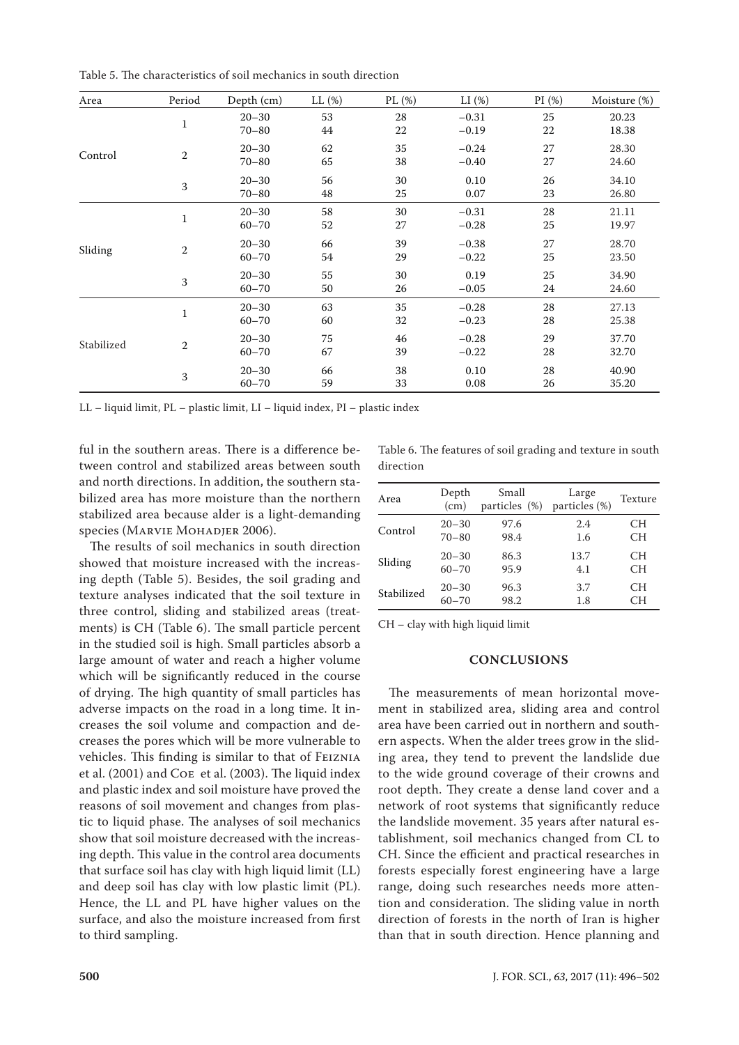Table 5. The characteristics of soil mechanics in south direction

| Area | Period | Depth (cm) | LL (%) | PL (%) | LI (%) | PI (%) | Moisture (%) |
|---|---|---|---|---|---|---|---|
| Control | 1 | 20–30 | 53 | 28 | −0.31 | 25 | 20.23 |
| | | 70–80 | 44 | 22 | −0.19 | 22 | 18.38 |
| | 2 | 20–30 | 62 | 35 | −0.24 | 27 | 28.30 |
| | | 70–80 | 65 | 38 | −0.40 | 27 | 24.60 |
| | 3 | 20–30 | 56 | 30 | 0.10 | 26 | 34.10 |
| | | 70–80 | 48 | 25 | 0.07 | 23 | 26.80 |
| Sliding | 1 | 20–30 | 58 | 30 | −0.31 | 28 | 21.11 |
| | | 60–70 | 52 | 27 | −0.28 | 25 | 19.97 |
| | 2 | 20–30 | 66 | 39 | −0.38 | 27 | 28.70 |
| | | 60–70 | 54 | 29 | −0.22 | 25 | 23.50 |
| | 3 | 20–30 | 55 | 30 | 0.19 | 25 | 34.90 |
| | | 60–70 | 50 | 26 | −0.05 | 24 | 24.60 |
| Stabilized | 1 | 20–30 | 63 | 35 | −0.28 | 28 | 27.13 |
| | | 60–70 | 60 | 32 | −0.23 | 28 | 25.38 |
| | 2 | 20–30 | 75 | 46 | −0.28 | 29 | 37.70 |
| | | 60–70 | 67 | 39 | −0.22 | 28 | 32.70 |
| | 3 | 20–30 | 66 | 38 | 0.10 | 28 | 40.90 |
| | | 60–70 | 59 | 33 | 0.08 | 26 | 35.20 |

LL – liquid limit, PL – plastic limit, LI – liquid index, PI – plastic index

ful in the southern areas. There is a difference between control and stabilized areas between south and north directions. In addition, the southern stabilized area has more moisture than the northern stabilized area because alder is a light-demanding species (Marvie Mohadjer 2006).

The results of soil mechanics in south direction showed that moisture increased with the increasing depth (Table 5). Besides, the soil grading and texture analyses indicated that the soil texture in three control, sliding and stabilized areas (treatments) is CH (Table 6). The small particle percent in the studied soil is high. Small particles absorb a large amount of water and reach a higher volume which will be significantly reduced in the course of drying. The high quantity of small particles has adverse impacts on the road in a long time. It increases the soil volume and compaction and decreases the pores which will be more vulnerable to vehicles. This finding is similar to that of Feiznia et al. (2001) and Coe et al. (2003). The liquid index and plastic index and soil moisture have proved the reasons of soil movement and changes from plastic to liquid phase. The analyses of soil mechanics show that soil moisture decreased with the increasing depth. This value in the control area documents that surface soil has clay with high liquid limit (LL) and deep soil has clay with low plastic limit (PL). Hence, the LL and PL have higher values on the surface, and also the moisture increased from first to third sampling.

Table 6. The features of soil grading and texture in south direction

| Area | Depth (cm) | Small particles (%) | Large particles (%) | Texture |
|---|---|---|---|---|
| Control | 20–30 | 97.6 | 2.4 | CH |
| | 70–80 | 98.4 | 1.6 | CH |
| Sliding | 20–30 | 86.3 | 13.7 | CH |
| | 60–70 | 95.9 | 4.1 | CH |
| Stabilized | 20–30 | 96.3 | 3.7 | CH |
| | 60–70 | 98.2 | 1.8 | CH |

CH – clay with high liquid limit

## CONCLUSIONS

The measurements of mean horizontal movement in stabilized area, sliding area and control area have been carried out in northern and southern aspects. When the alder trees grow in the sliding area, they tend to prevent the landslide due to the wide ground coverage of their crowns and root depth. They create a dense land cover and a network of root systems that significantly reduce the landslide movement. 35 years after natural establishment, soil mechanics changed from CL to CH. Since the efficient and practical researches in forests especially forest engineering have a large range, doing such researches needs more attention and consideration. The sliding value in north direction of forests in the north of Iran is higher than that in south direction. Hence planning and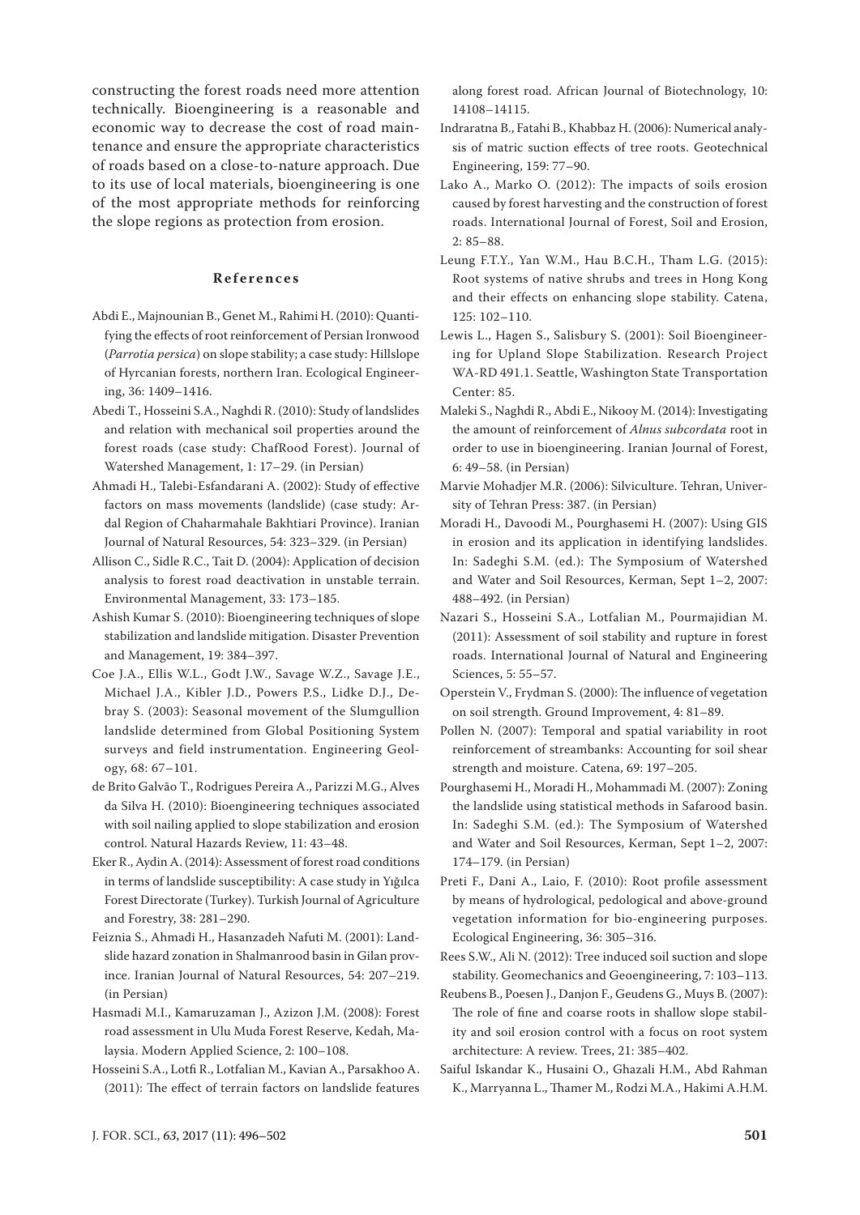constructing the forest roads need more attention technically. Bioengineering is a reasonable and economic way to decrease the cost of road maintenance and ensure the appropriate characteristics of roads based on a close-to-nature approach. Due to its use of local materials, bioengineering is one of the most appropriate methods for reinforcing the slope regions as protection from erosion.

## References

Abdi E., Majnounian B., Genet M., Rahimi H. (2010): Quantifying the effects of root reinforcement of Persian Ironwood (*Parrotia persica*) on slope stability; a case study: Hillslope of Hyrcanian forests, northern Iran. Ecological Engineering, 36: 1409–1416.

Abedi T., Hosseini S.A., Naghdi R. (2010): Study of landslides and relation with mechanical soil properties around the forest roads (case study: ChafRood Forest). Journal of Watershed Management, 1: 17–29. (in Persian)

Ahmadi H., Talebi-Esfandarani A. (2002): Study of effective factors on mass movements (landslide) (case study: Ardal Region of Chaharmahale Bakhtiari Province). Iranian Journal of Natural Resources, 54: 323–329. (in Persian)

Allison C., Sidle R.C., Tait D. (2004): Application of decision analysis to forest road deactivation in unstable terrain. Environmental Management, 33: 173–185.

Ashish Kumar S. (2010): Bioengineering techniques of slope stabilization and landslide mitigation. Disaster Prevention and Management, 19: 384–397.

Coe J.A., Ellis W.L., Godt J.W., Savage W.Z., Savage J.E., Michael J.A., Kibler J.D., Powers P.S., Lidke D.J., Debray S. (2003): Seasonal movement of the Slumgullion landslide determined from Global Positioning System surveys and field instrumentation. Engineering Geology, 68: 67–101.

de Brito Galvão T., Rodrigues Pereira A., Parizzi M.G., Alves da Silva H. (2010): Bioengineering techniques associated with soil nailing applied to slope stabilization and erosion control. Natural Hazards Review, 11: 43–48.

Eker R., Aydin A. (2014): Assessment of forest road conditions in terms of landslide susceptibility: A case study in Yığılca Forest Directorate (Turkey). Turkish Journal of Agriculture and Forestry, 38: 281–290.

Feiznia S., Ahmadi H., Hasanzadeh Nafuti M. (2001): Landslide hazard zonation in Shalmanrood basin in Gilan province. Iranian Journal of Natural Resources, 54: 207–219. (in Persian)

Hasmadi M.I., Kamaruzaman J., Azizon J.M. (2008): Forest road assessment in Ulu Muda Forest Reserve, Kedah, Malaysia. Modern Applied Science, 2: 100–108.

Hosseini S.A., Lotfi R., Lotfalian M., Kavian A., Parsakhoo A. (2011): The effect of terrain factors on landslide features along forest road. African Journal of Biotechnology, 10: 14108–14115.

Indraratna B., Fatahi B., Khabbaz H. (2006): Numerical analysis of matric suction effects of tree roots. Geotechnical Engineering, 159: 77–90.

Lako A., Marko O. (2012): The impacts of soils erosion caused by forest harvesting and the construction of forest roads. International Journal of Forest, Soil and Erosion, 2: 85–88.

Leung F.T.Y., Yan W.M., Hau B.C.H., Tham L.G. (2015): Root systems of native shrubs and trees in Hong Kong and their effects on enhancing slope stability. Catena, 125: 102–110.

Lewis L., Hagen S., Salisbury S. (2001): Soil Bioengineering for Upland Slope Stabilization. Research Project WA-RD 491.1. Seattle, Washington State Transportation Center: 85.

Maleki S., Naghdi R., Abdi E., Nikooy M. (2014): Investigating the amount of reinforcement of *Alnus subcordata* root in order to use in bioengineering. Iranian Journal of Forest, 6: 49–58. (in Persian)

Marvie Mohadjer M.R. (2006): Silviculture. Tehran, University of Tehran Press: 387. (in Persian)

Moradi H., Davoodi M., Pourghasemi H. (2007): Using GIS in erosion and its application in identifying landslides. In: Sadeghi S.M. (ed.): The Symposium of Watershed and Water and Soil Resources, Kerman, Sept 1–2, 2007: 488–492. (in Persian)

Nazari S., Hosseini S.A., Lotfalian M., Pourmajidian M. (2011): Assessment of soil stability and rupture in forest roads. International Journal of Natural and Engineering Sciences, 5: 55–57.

Operstein V., Frydman S. (2000): The influence of vegetation on soil strength. Ground Improvement, 4: 81–89.

Pollen N. (2007): Temporal and spatial variability in root reinforcement of streambanks: Accounting for soil shear strength and moisture. Catena, 69: 197–205.

Pourghasemi H., Moradi H., Mohammadi M. (2007): Zoning the landslide using statistical methods in Safarood basin. In: Sadeghi S.M. (ed.): The Symposium of Watershed and Water and Soil Resources, Kerman, Sept 1–2, 2007: 174–179. (in Persian)

Preti F., Dani A., Laio, F. (2010): Root profile assessment by means of hydrological, pedological and above-ground vegetation information for bio-engineering purposes. Ecological Engineering, 36: 305–316.

Rees S.W., Ali N. (2012): Tree induced soil suction and slope stability. Geomechanics and Geoengineering, 7: 103–113.

Reubens B., Poesen J., Danjon F., Geudens G., Muys B. (2007): The role of fine and coarse roots in shallow slope stability and soil erosion control with a focus on root system architecture: A review. Trees, 21: 385–402.

Saiful Iskandar K., Husaini O., Ghazali H.M., Abd Rahman K., Marryanna L., Thamer M., Rodzi M.A., Hakimi A.H.M.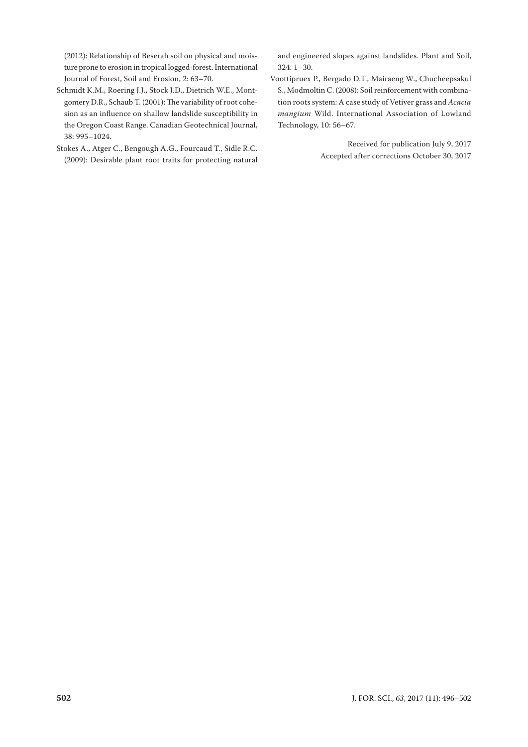(2012): Relationship of Beserah soil on physical and moisture prone to erosion in tropical logged-forest. International Journal of Forest, Soil and Erosion, 2: 63–70.

Schmidt K.M., Roering J.J., Stock J.D., Dietrich W.E., Montgomery D.R., Schaub T. (2001): The variability of root cohesion as an influence on shallow landslide susceptibility in the Oregon Coast Range. Canadian Geotechnical Journal, 38: 995–1024.

Stokes A., Atger C., Bengough A.G., Fourcaud T., Sidle R.C. (2009): Desirable plant root traits for protecting natural and engineered slopes against landslides. Plant and Soil, 324: 1–30.

Voottipruex P., Bergado D.T., Mairaeng W., Chucheepsakul S., Modmoltin C. (2008): Soil reinforcement with combination roots system: A case study of Vetiver grass and *Acacia mangium* Wild. International Association of Lowland Technology, 10: 56–67.

Received for publication July 9, 2017
Accepted after corrections October 30, 2017